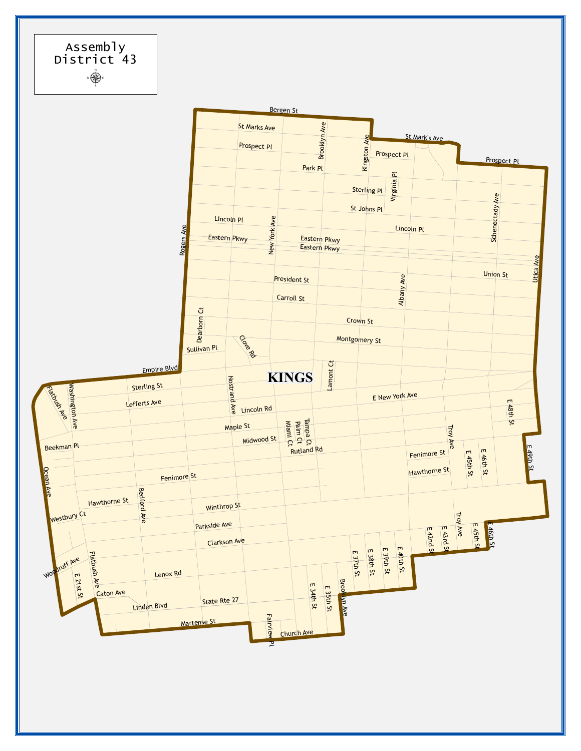# Assembly District 43

KINGS

Bergen St
St Marks Ave
Prospect Pl
Park Pl
St Mark's Ave
Prospect Pl
Prospect Pl
Sterling Pl
St Johns Pl
Lincoln Pl
Lincoln Pl
Eastern Pkwy
Eastern Pkwy
Eastern Pkwy
Union St
President St
Carroll St
Crown St
Montgomery St
Sullivan Pl
Empire Blvd
Sterling St
Lefferts Ave
E New York Ave
Lincoln Rd
Maple St
Midwood St
Rutland Rd
Beekman Pl
Fenimore St
Hawthorne St
Fenimore St
Hawthorne St
Westbury Ct
Winthrop St
Parkside Ave
Clarkson Ave
Woodruff Ave
Lenox Rd
Caton Ave
Linden Blvd
State Rte 27
Martense St
Church Ave
Rogers Ave
Brooklyn Ave
Kingston Ave
Virginia Pl
New York Ave
Schenectady Ave
Utica Ave
Albany Ave
Dearborn Ct
Clove Rd
Lamont Ct
Nostrand Ave
Flatbush Ave
Washington Ave
Miami Ct
Palm Ct
Tampa Ct
Troy Ave
E 48th St
E 45th St
E 46th St
E 49th St
Ocean Ave
Bedford Ave
Troy Ave
E 42nd St
E 43rd St
E 45th St
E 46th St
E 37th St
E 38th St
E 39th St
E 40th St
Flatbush Ave
E 21st St
E 34th St
E 35th St
Brooklyn Ave
Fairview Pl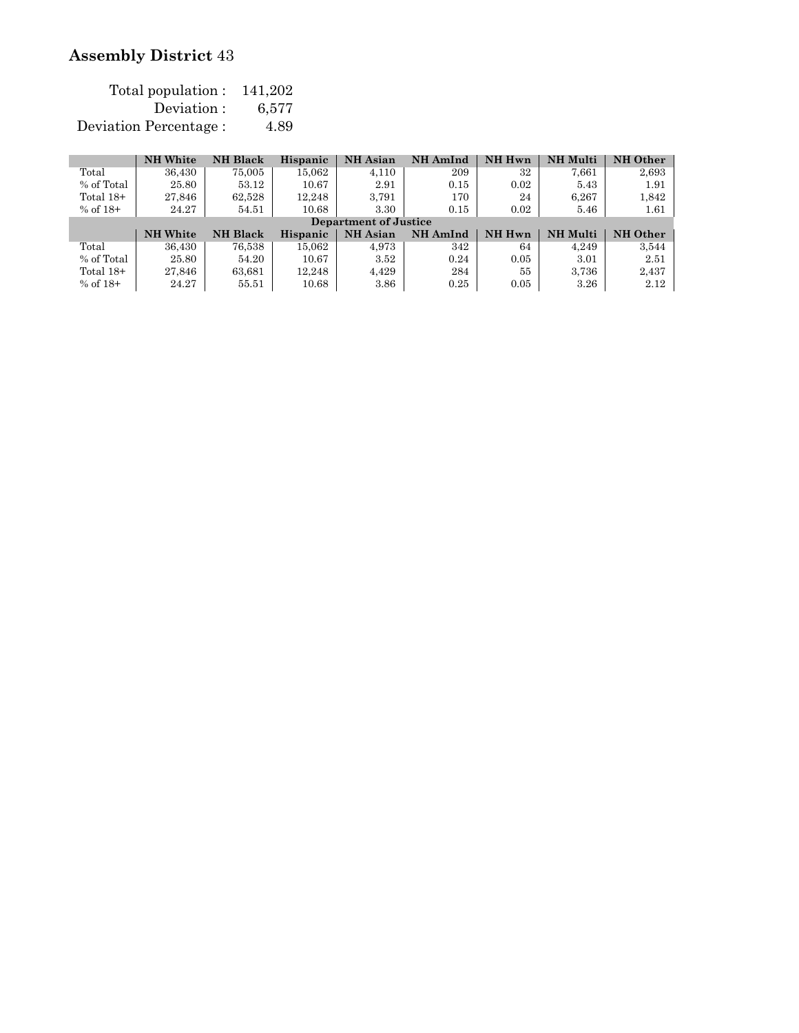## **Assembly District** 43

Total population : 141,202
Deviation : 6,577
Deviation Percentage : 4.89

| | NH White | NH Black | Hispanic | NH Asian | NH AmInd | NH Hwn | NH Multi | NH Other |
|---|---|---|---|---|---|---|---|---|
| Total | 36,430 | 75,005 | 15,062 | 4,110 | 209 | 32 | 7,661 | 2,693 |
| % of Total | 25.80 | 53.12 | 10.67 | 2.91 | 0.15 | 0.02 | 5.43 | 1.91 |
| Total 18+ | 27,846 | 62,528 | 12,248 | 3,791 | 170 | 24 | 6,267 | 1,842 |
| % of 18+ | 24.27 | 54.51 | 10.68 | 3.30 | 0.15 | 0.02 | 5.46 | 1.61 |
| **Department of Justice** | | | | | | | | |
| | **NH White** | **NH Black** | **Hispanic** | **NH Asian** | **NH AmInd** | **NH Hwn** | **NH Multi** | **NH Other** |
| Total | 36,430 | 76,538 | 15,062 | 4,973 | 342 | 64 | 4,249 | 3,544 |
| % of Total | 25.80 | 54.20 | 10.67 | 3.52 | 0.24 | 0.05 | 3.01 | 2.51 |
| Total 18+ | 27,846 | 63,681 | 12,248 | 4,429 | 284 | 55 | 3,736 | 2,437 |
| % of 18+ | 24.27 | 55.51 | 10.68 | 3.86 | 0.25 | 0.05 | 3.26 | 2.12 |